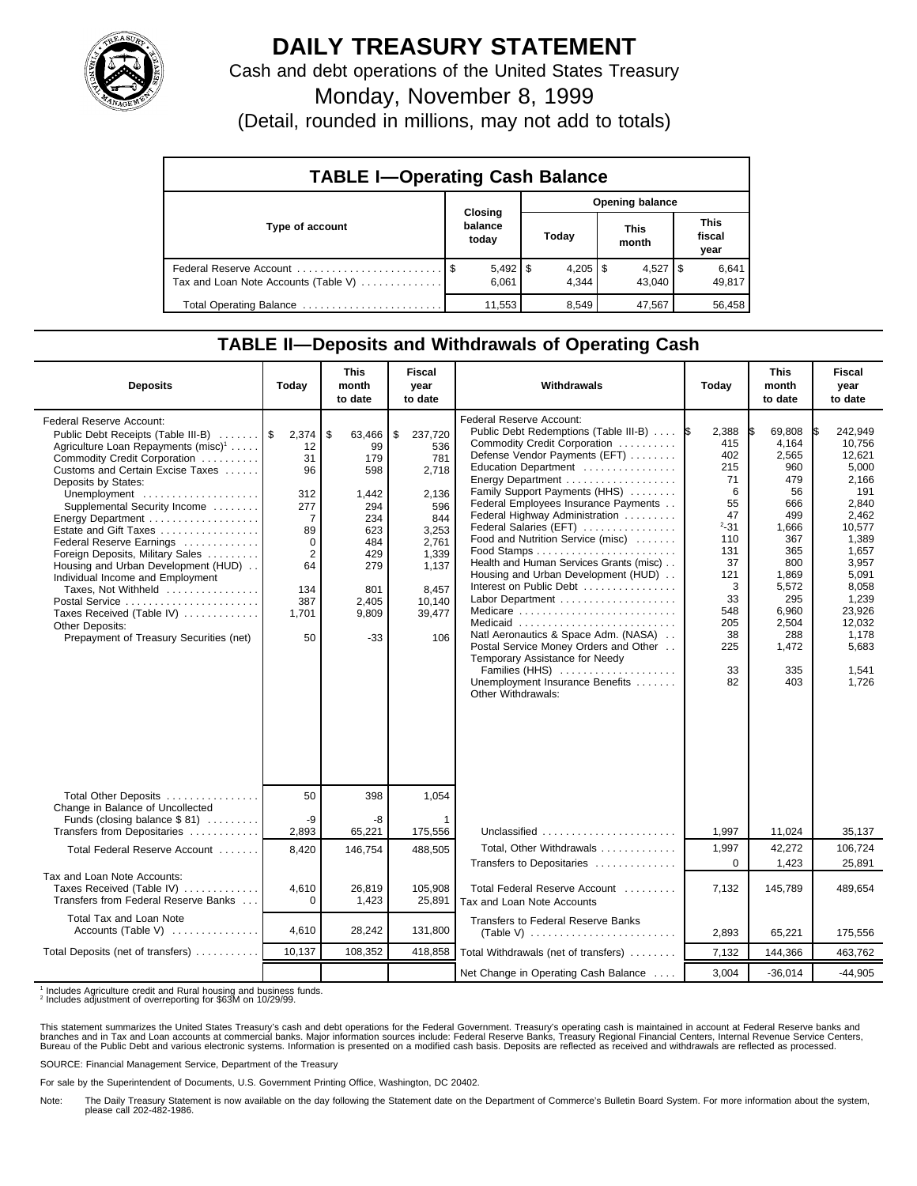# DAILY TREASURY STATEMENT

Cash and debt operations of the United States Treasury

Monday, November 8, 1999

(Detail, rounded in millions, may not add to totals)

## TABLE I—Operating Cash Balance

| Type of account | Closing balance today | Opening balance Today | Opening balance This month | Opening balance This fiscal year |
|---|---|---|---|---|
| Federal Reserve Account | $ 5,492 | $ 4,205 | $ 4,527 | $ 6,641 |
| Tax and Loan Note Accounts (Table V) | 6,061 | 4,344 | 43,040 | 49,817 |
| Total Operating Balance | 11,553 | 8,549 | 47,567 | 56,458 |

## TABLE II—Deposits and Withdrawals of Operating Cash

| Deposits | Today | This month to date | Fiscal year to date |
|---|---|---|---|
| Federal Reserve Account: | | | |
| Public Debt Receipts (Table III-B) | $ 2,374 | $ 63,466 | $ 237,720 |
| Agriculture Loan Repayments (misc)[1] | 12 | 99 | 536 |
| Commodity Credit Corporation | 31 | 179 | 781 |
| Customs and Certain Excise Taxes | 96 | 598 | 2,718 |
| Deposits by States: | | | |
| Unemployment | 312 | 1,442 | 2,136 |
| Supplemental Security Income | 277 | 294 | 596 |
| Energy Department | 7 | 234 | 844 |
| Estate and Gift Taxes | 89 | 623 | 3,253 |
| Federal Reserve Earnings | 0 | 484 | 2,761 |
| Foreign Deposits, Military Sales | 2 | 429 | 1,339 |
| Housing and Urban Development (HUD) | 64 | 279 | 1,137 |
| Individual Income and Employment Taxes, Not Withheld | 134 | 801 | 8,457 |
| Postal Service | 387 | 2,405 | 10,140 |
| Taxes Received (Table IV) | 1,701 | 9,809 | 39,477 |
| Other Deposits: | | | |
| Prepayment of Treasury Securities (net) | 50 | -33 | 106 |
| Total Other Deposits | 50 | 398 | 1,054 |
| Change in Balance of Uncollected Funds (closing balance $ 81) | -9 | -8 | 1 |
| Transfers from Depositaries | 2,893 | 65,221 | 175,556 |
| Total Federal Reserve Account | 8,420 | 146,754 | 488,505 |
| Tax and Loan Note Accounts: | | | |
| Taxes Received (Table IV) | 4,610 | 26,819 | 105,908 |
| Transfers from Federal Reserve Banks | 0 | 1,423 | 25,891 |
| Total Tax and Loan Note Accounts (Table V) | 4,610 | 28,242 | 131,800 |
| Total Deposits (net of transfers) | 10,137 | 108,352 | 418,858 |

| Withdrawals | Today | This month to date | Fiscal year to date |
|---|---|---|---|
| Federal Reserve Account: | | | |
| Public Debt Redemptions (Table III-B) | $ 2,388 | $ 69,808 | $ 242,949 |
| Commodity Credit Corporation | 415 | 4,164 | 10,756 |
| Defense Vendor Payments (EFT) | 402 | 2,565 | 12,621 |
| Education Department | 215 | 960 | 5,000 |
| Energy Department | 71 | 479 | 2,166 |
| Family Support Payments (HHS) | 6 | 56 | 191 |
| Federal Employees Insurance Payments | 55 | 666 | 2,840 |
| Federal Highway Administration | 47 | 499 | 2,462 |
| Federal Salaries (EFT) | [2]-31 | 1,666 | 10,577 |
| Food and Nutrition Service (misc) | 110 | 367 | 1,389 |
| Food Stamps | 131 | 365 | 1,657 |
| Health and Human Services Grants (misc) | 37 | 800 | 3,957 |
| Housing and Urban Development (HUD) | 121 | 1,869 | 5,091 |
| Interest on Public Debt | 3 | 5,572 | 8,058 |
| Labor Department | 33 | 295 | 1,239 |
| Medicare | 548 | 6,960 | 23,926 |
| Medicaid | 205 | 2,504 | 12,032 |
| Natl Aeronautics & Space Adm. (NASA) | 38 | 288 | 1,178 |
| Postal Service Money Orders and Other | 225 | 1,472 | 5,683 |
| Temporary Assistance for Needy Families (HHS) | 33 | 335 | 1,541 |
| Unemployment Insurance Benefits | 82 | 403 | 1,726 |
| Other Withdrawals: | | | |
| Unclassified | 1,997 | 11,024 | 35,137 |
| Total, Other Withdrawals | 1,997 | 42,272 | 106,724 |
| Transfers to Depositaries | 0 | 1,423 | 25,891 |
| Total Federal Reserve Account | 7,132 | 145,789 | 489,654 |
| Tax and Loan Note Accounts | | | |
| Transfers to Federal Reserve Banks (Table V) | 2,893 | 65,221 | 175,556 |
| Total Withdrawals (net of transfers) | 7,132 | 144,366 | 463,762 |
| Net Change in Operating Cash Balance | 3,004 | -36,014 | -44,905 |

[1] Includes Agriculture credit and Rural housing and business funds.
[2] Includes adjustment of overreporting for $63M on 10/29/99.

This statement summarizes the United States Treasury's cash and debt operations for the Federal Government. Treasury's operating cash is maintained in account at Federal Reserve banks and branches and in Tax and Loan accounts at commercial banks. Major information sources include: Federal Reserve Banks, Treasury Regional Financial Centers, Internal Revenue Service Centers, Bureau of the Public Debt and various electronic systems. Information is presented on a modified cash basis. Deposits are reflected as received and withdrawals are reflected as processed.

SOURCE: Financial Management Service, Department of the Treasury

For sale by the Superintendent of Documents, U.S. Government Printing Office, Washington, DC 20402.

Note: The Daily Treasury Statement is now available on the day following the Statement date on the Department of Commerce's Bulletin Board System. For more information about the system, please call 202-482-1986.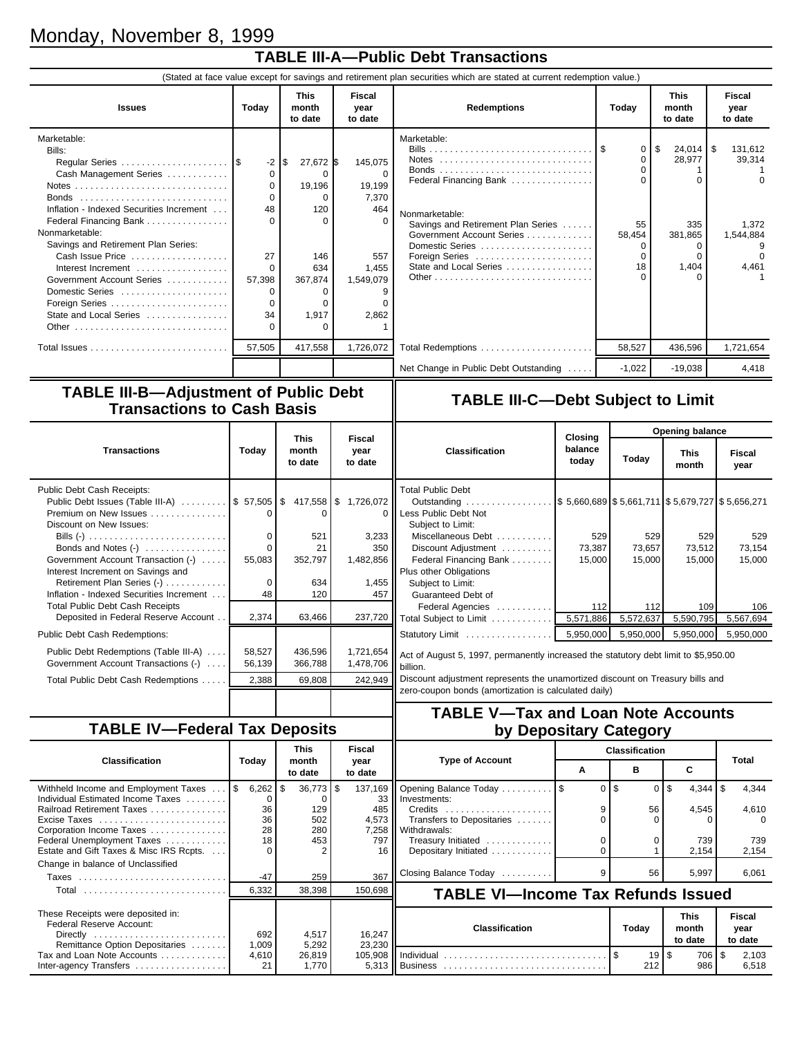Monday, November 8, 1999

## TABLE III-A—Public Debt Transactions

(Stated at face value except for savings and retirement plan securities which are stated at current redemption value.)

| Issues | Today | This month to date | Fiscal year to date |
|---|---|---|---|
| Marketable: | | | |
| Bills: | | | |
| Regular Series | $ -2 | $ 27,672 | $ 145,075 |
| Cash Management Series | 0 | 0 | 0 |
| Notes | 0 | 19,196 | 19,199 |
| Bonds | 0 | 0 | 7,370 |
| Inflation - Indexed Securities Increment | 48 | 120 | 464 |
| Federal Financing Bank | 0 | 0 | 0 |
| Nonmarketable: | | | |
| Savings and Retirement Plan Series: | | | |
| Cash Issue Price | 27 | 146 | 557 |
| Interest Increment | 0 | 634 | 1,455 |
| Government Account Series | 57,398 | 367,874 | 1,549,079 |
| Domestic Series | 0 | 0 | 9 |
| Foreign Series | 0 | 0 | 0 |
| State and Local Series | 34 | 1,917 | 2,862 |
| Other | 0 | 0 | 1 |
| Total Issues | 57,505 | 417,558 | 1,726,072 |

| Redemptions | Today | This month to date | Fiscal year to date |
|---|---|---|---|
| Marketable: | | | |
| Bills | $ 0 | $ 24,014 | $ 131,612 |
| Notes | 0 | 28,977 | 39,314 |
| Bonds | 0 | 1 | 1 |
| Federal Financing Bank | 0 | 0 | 0 |
| Nonmarketable: | | | |
| Savings and Retirement Plan Series | 55 | 335 | 1,372 |
| Government Account Series | 58,454 | 381,865 | 1,544,884 |
| Domestic Series | 0 | 0 | 9 |
| Foreign Series | 0 | 0 | 0 |
| State and Local Series | 18 | 1,404 | 4,461 |
| Other | 0 | 0 | 1 |
| Total Redemptions | 58,527 | 436,596 | 1,721,654 |
| Net Change in Public Debt Outstanding | -1,022 | -19,038 | 4,418 |

## TABLE III-B—Adjustment of Public Debt Transactions to Cash Basis

| Transactions | Today | This month to date | Fiscal year to date |
|---|---|---|---|
| Public Debt Cash Receipts: | | | |
| Public Debt Issues (Table III-A) | $ 57,505 | $ 417,558 | $ 1,726,072 |
| Premium on New Issues | 0 | 0 | 0 |
| Discount on New Issues: | | | |
| Bills (-) | 0 | 521 | 3,233 |
| Bonds and Notes (-) | 0 | 21 | 350 |
| Government Account Transaction (-) | 55,083 | 352,797 | 1,482,856 |
| Interest Increment on Savings and Retirement Plan Series (-) | 0 | 634 | 1,455 |
| Inflation - Indexed Securities Increment | 48 | 120 | 457 |
| Total Public Debt Cash Receipts Deposited in Federal Reserve Account | 2,374 | 63,466 | 237,720 |
| Public Debt Cash Redemptions: | | | |
| Public Debt Redemptions (Table III-A) | 58,527 | 436,596 | 1,721,654 |
| Government Account Transactions (-) | 56,139 | 366,788 | 1,478,706 |
| Total Public Debt Cash Redemptions | 2,388 | 69,808 | 242,949 |

## TABLE III-C—Debt Subject to Limit

| Classification | Closing balance today | Opening balance Today | Opening balance This month | Opening balance Fiscal year |
|---|---|---|---|---|
| Total Public Debt Outstanding | $ 5,660,689 | $ 5,661,711 | $ 5,679,727 | $ 5,656,271 |
| Less Public Debt Not Subject to Limit: | | | | |
| Miscellaneous Debt | 529 | 529 | 529 | 529 |
| Discount Adjustment | 73,387 | 73,657 | 73,512 | 73,154 |
| Federal Financing Bank | 15,000 | 15,000 | 15,000 | 15,000 |
| Plus other Obligations Subject to Limit: | | | | |
| Guaranteed Debt of Federal Agencies | 112 | 112 | 109 | 106 |
| Total Subject to Limit | 5,571,886 | 5,572,637 | 5,590,795 | 5,567,694 |
| Statutory Limit | 5,950,000 | 5,950,000 | 5,950,000 | 5,950,000 |

Act of August 5, 1997, permanently increased the statutory debt limit to $5,950.00 billion.

Discount adjustment represents the unamortized discount on Treasury bills and zero-coupon bonds (amortization is calculated daily)

## TABLE IV—Federal Tax Deposits

| Classification | Today | This month to date | Fiscal year to date |
|---|---|---|---|
| Withheld Income and Employment Taxes | $ 6,262 | $ 36,773 | $ 137,169 |
| Individual Estimated Income Taxes | 0 | 0 | 33 |
| Railroad Retirement Taxes | 36 | 129 | 485 |
| Excise Taxes | 36 | 502 | 4,573 |
| Corporation Income Taxes | 28 | 280 | 7,258 |
| Federal Unemployment Taxes | 18 | 453 | 797 |
| Estate and Gift Taxes & Misc IRS Rcpts. | 0 | 2 | 16 |
| Change in balance of Unclassified Taxes | -47 | 259 | 367 |
| Total | 6,332 | 38,398 | 150,698 |
| These Receipts were deposited in: | | | |
| Federal Reserve Account: | | | |
| Directly | 692 | 4,517 | 16,247 |
| Remittance Option Depositaries | 1,009 | 5,292 | 23,230 |
| Tax and Loan Note Accounts | 4,610 | 26,819 | 105,908 |
| Inter-agency Transfers | 21 | 1,770 | 5,313 |

## TABLE V—Tax and Loan Note Accounts by Depositary Category

| Type of Account | Classification A | Classification B | Classification C | Total |
|---|---|---|---|---|
| Opening Balance Today | $ 0 | $ 0 | $ 4,344 | $ 4,344 |
| Investments: | | | | |
| Credits | 9 | 56 | 4,545 | 4,610 |
| Transfers to Depositaries | 0 | 0 | 0 | 0 |
| Withdrawals: | | | | |
| Treasury Initiated | 0 | 0 | 739 | 739 |
| Depositary Initiated | 0 | 1 | 2,154 | 2,154 |
| Closing Balance Today | 9 | 56 | 5,997 | 6,061 |

## TABLE VI—Income Tax Refunds Issued

| Classification | Today | This month to date | Fiscal year to date |
|---|---|---|---|
| Individual | $ 19 | $ 706 | $ 2,103 |
| Business | 212 | 986 | 6,518 |